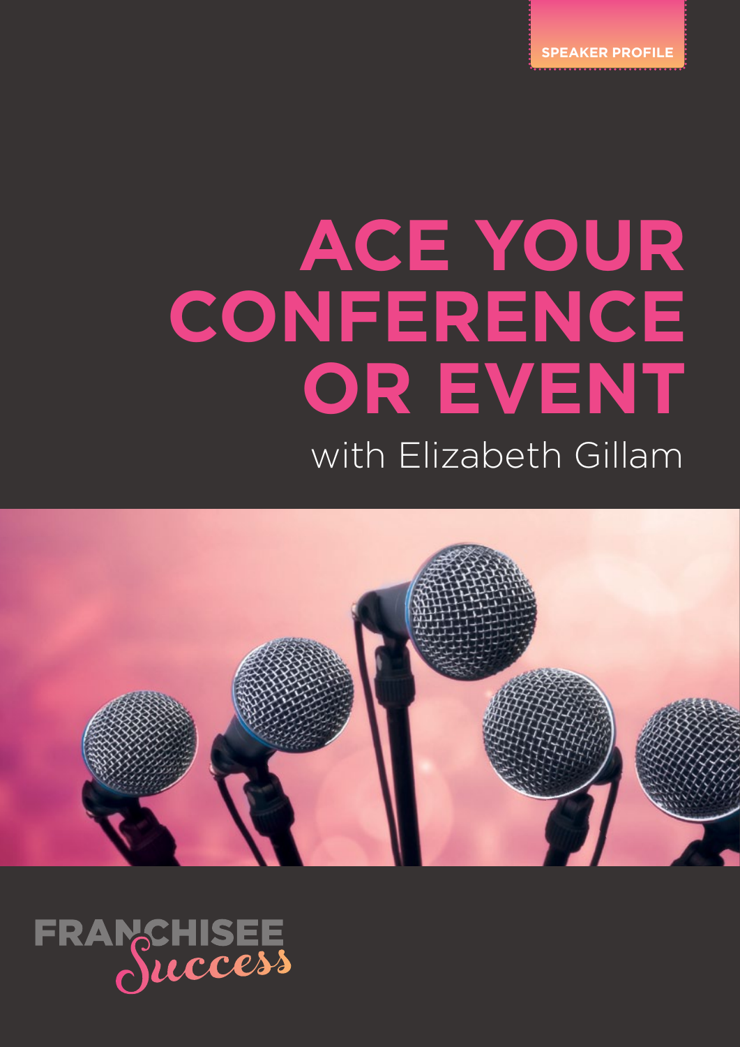SPEAKER PROFILE

# ACE YOUR CONFERENCE OR EVENT

with Elizabeth Gillam

FRANCHISEE *Success*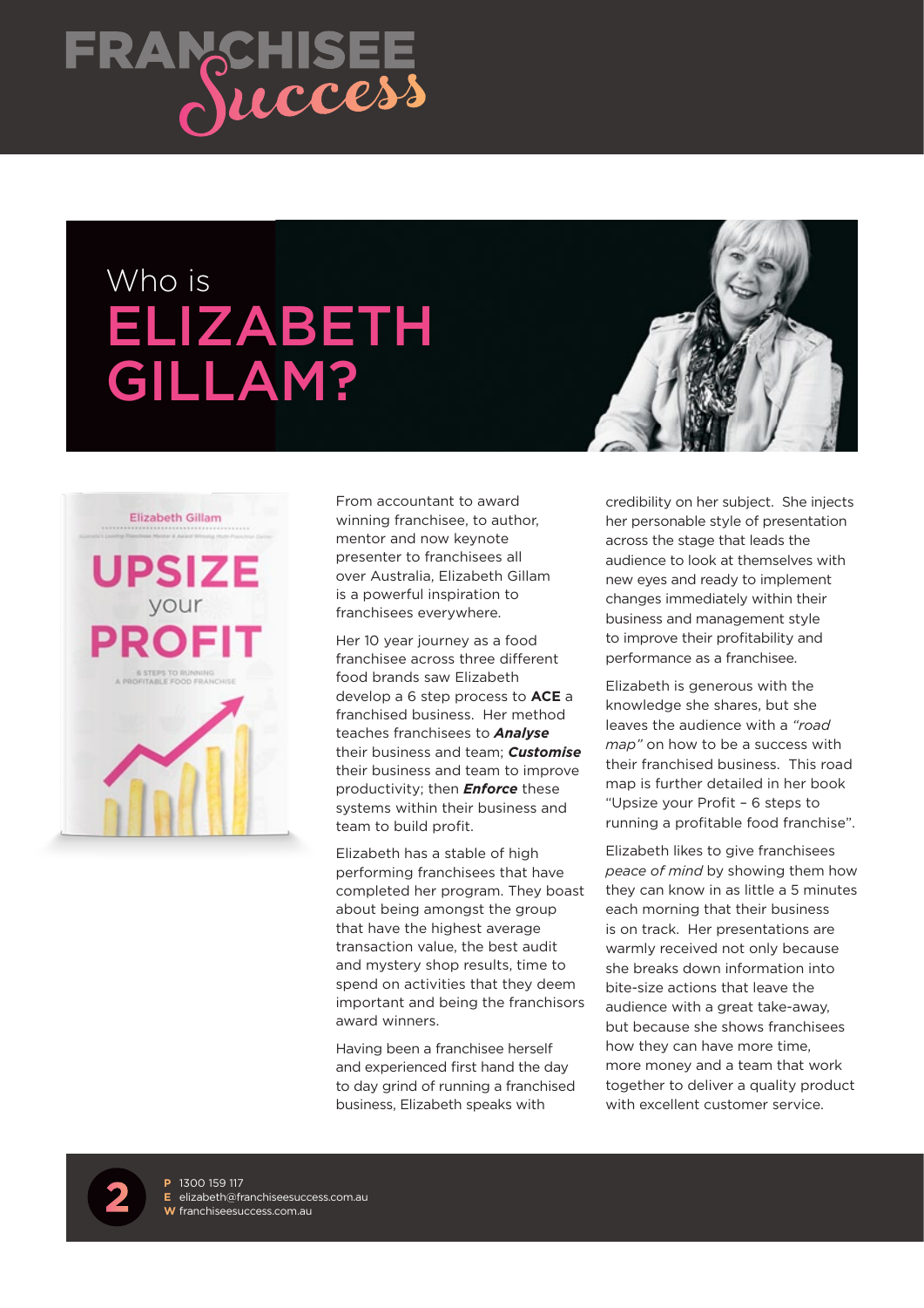# Who is ELIZABETH GILLAM?

From accountant to award winning franchisee, to author, mentor and now keynote presenter to franchisees all over Australia, Elizabeth Gillam is a powerful inspiration to franchisees everywhere.

Her 10 year journey as a food franchisee across three different food brands saw Elizabeth develop a 6 step process to **ACE** a franchised business. Her method teaches franchisees to ***Analyse*** their business and team; ***Customise*** their business and team to improve productivity; then ***Enforce*** these systems within their business and team to build profit.

Elizabeth has a stable of high performing franchisees that have completed her program. They boast about being amongst the group that have the highest average transaction value, the best audit and mystery shop results, time to spend on activities that they deem important and being the franchisors award winners.

Having been a franchisee herself and experienced first hand the day to day grind of running a franchised business, Elizabeth speaks with credibility on her subject. She injects her personable style of presentation across the stage that leads the audience to look at themselves with new eyes and ready to implement changes immediately within their business and management style to improve their profitability and performance as a franchisee.

Elizabeth is generous with the knowledge she shares, but she leaves the audience with a *"road map"* on how to be a success with their franchised business. This road map is further detailed in her book "Upsize your Profit – 6 steps to running a profitable food franchise".

Elizabeth likes to give franchisees *peace of mind* by showing them how they can know in as little a 5 minutes each morning that their business is on track. Her presentations are warmly received not only because she breaks down information into bite-size actions that leave the audience with a great take-away, but because she shows franchisees how they can have more time, more money and a team that work together to deliver a quality product with excellent customer service.

**P** 1300 159 117
**E** elizabeth@franchiseesuccess.com.au
**W** franchiseesuccess.com.au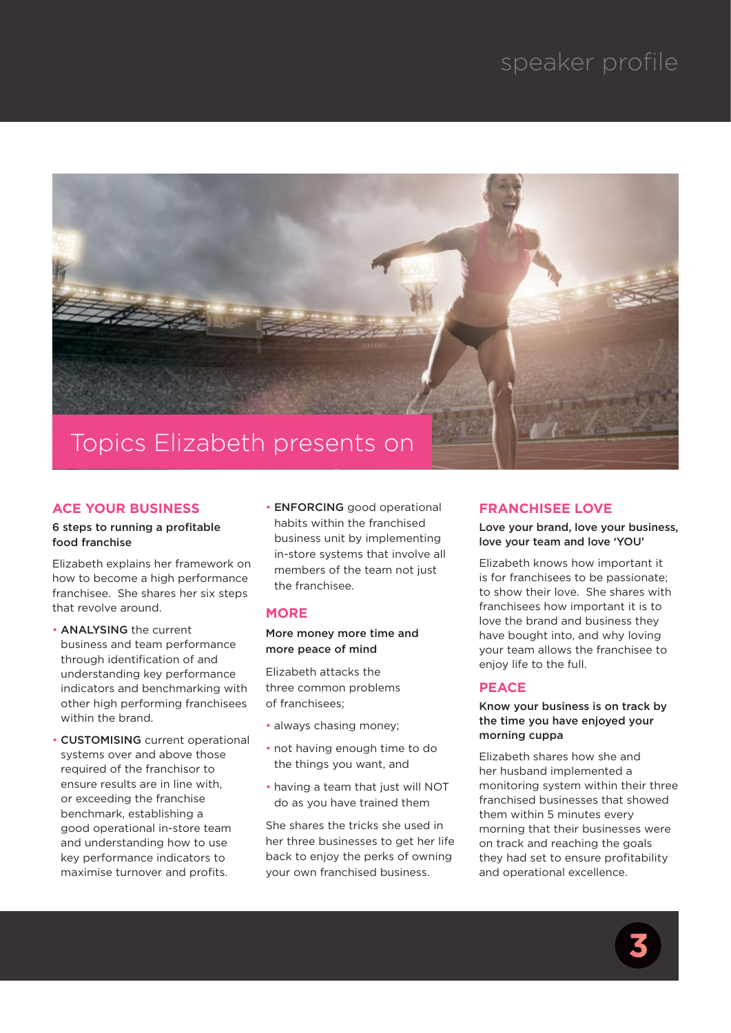# Topics Elizabeth presents on

## ACE YOUR BUSINESS

**6 steps to running a profitable food franchise**

Elizabeth explains her framework on how to become a high performance franchisee. She shares her six steps that revolve around.

- **ANALYSING** the current business and team performance through identification of and understanding key performance indicators and benchmarking with other high performing franchisees within the brand.
- **CUSTOMISING** current operational systems over and above those required of the franchisor to ensure results are in line with, or exceeding the franchise benchmark, establishing a good operational in-store team and understanding how to use key performance indicators to maximise turnover and profits.
- **ENFORCING** good operational habits within the franchised business unit by implementing in-store systems that involve all members of the team not just the franchisee.

## MORE

**More money more time and more peace of mind**

Elizabeth attacks the three common problems of franchisees;

- always chasing money;
- not having enough time to do the things you want, and
- having a team that just will NOT do as you have trained them

She shares the tricks she used in her three businesses to get her life back to enjoy the perks of owning your own franchised business.

## FRANCHISEE LOVE

**Love your brand, love your business, love your team and love 'YOU'**

Elizabeth knows how important it is for franchisees to be passionate; to show their love. She shares with franchisees how important it is to love the brand and business they have bought into, and why loving your team allows the franchisee to enjoy life to the full.

## PEACE

**Know your business is on track by the time you have enjoyed your morning cuppa**

Elizabeth shares how she and her husband implemented a monitoring system within their three franchised businesses that showed them within 5 minutes every morning that their businesses were on track and reaching the goals they had set to ensure profitability and operational excellence.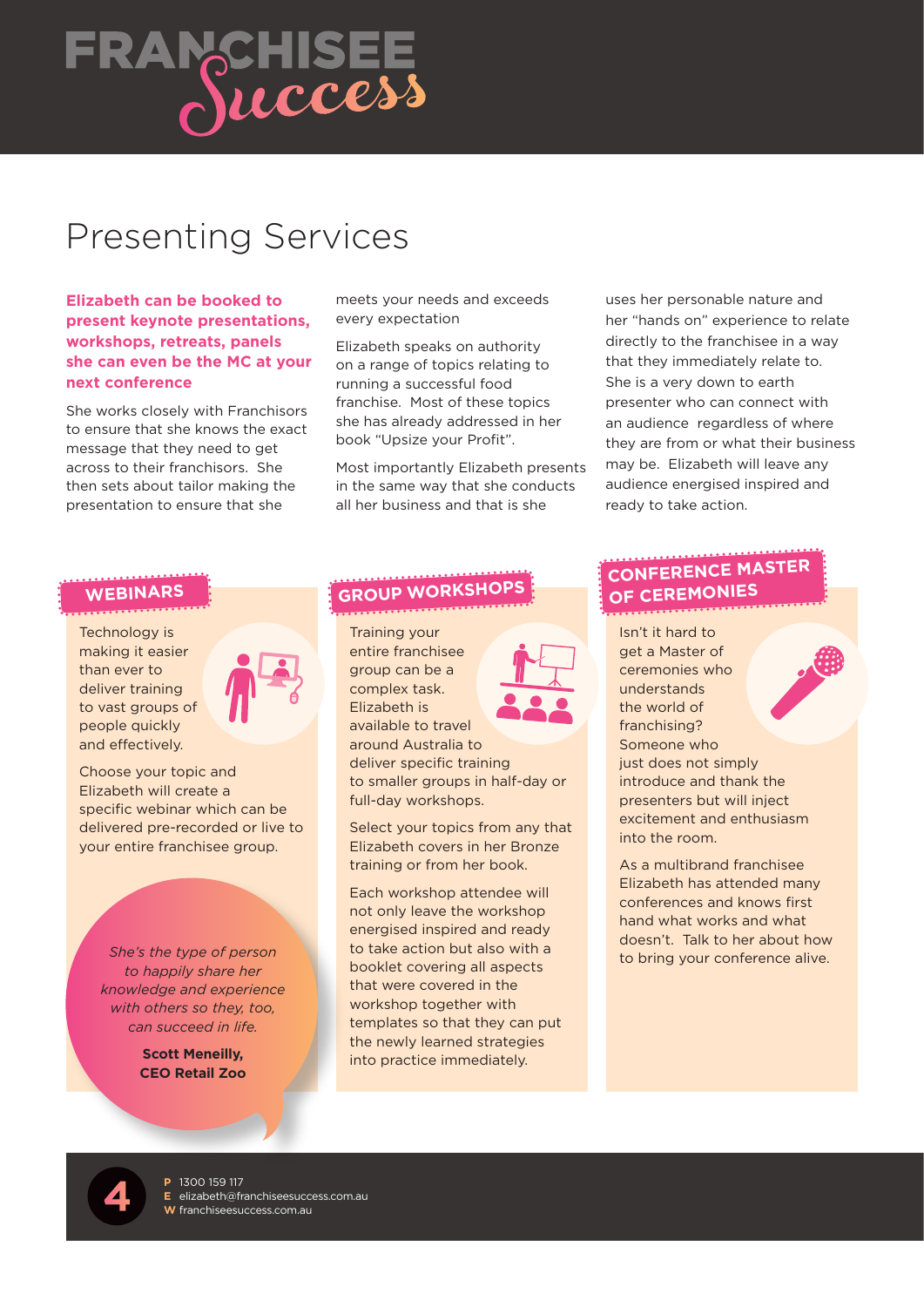# Presenting Services

**Elizabeth can be booked to present keynote presentations, workshops, retreats, panels she can even be the MC at your next conference**

She works closely with Franchisors to ensure that she knows the exact message that they need to get across to their franchisors. She then sets about tailor making the presentation to ensure that she meets your needs and exceeds every expectation

Elizabeth speaks on authority on a range of topics relating to running a successful food franchise. Most of these topics she has already addressed in her book "Upsize your Profit".

Most importantly Elizabeth presents in the same way that she conducts all her business and that is she uses her personable nature and her "hands on" experience to relate directly to the franchisee in a way that they immediately relate to. She is a very down to earth presenter who can connect with an audience regardless of where they are from or what their business may be. Elizabeth will leave any audience energised inspired and ready to take action.

## WEBINARS

Technology is making it easier than ever to deliver training to vast groups of people quickly and effectively.

Choose your topic and Elizabeth will create a specific webinar which can be delivered pre-recorded or live to your entire franchisee group.

*She's the type of person to happily share her knowledge and experience with others so they, too, can succeed in life.*

**Scott Meneilly,**
**CEO Retail Zoo**

## GROUP WORKSHOPS

Training your entire franchisee group can be a complex task. Elizabeth is available to travel around Australia to deliver specific training to smaller groups in half-day or full-day workshops.

Select your topics from any that Elizabeth covers in her Bronze training or from her book.

Each workshop attendee will not only leave the workshop energised inspired and ready to take action but also with a booklet covering all aspects that were covered in the workshop together with templates so that they can put the newly learned strategies into practice immediately.

## CONFERENCE MASTER OF CEREMONIES

Isn't it hard to get a Master of ceremonies who understands the world of franchising? Someone who just does not simply introduce and thank the presenters but will inject excitement and enthusiasm into the room.

As a multibrand franchisee Elizabeth has attended many conferences and knows first hand what works and what doesn't. Talk to her about how to bring your conference alive.

**P** 1300 159 117
**E** elizabeth@franchiseesuccess.com.au
**W** franchiseesuccess.com.au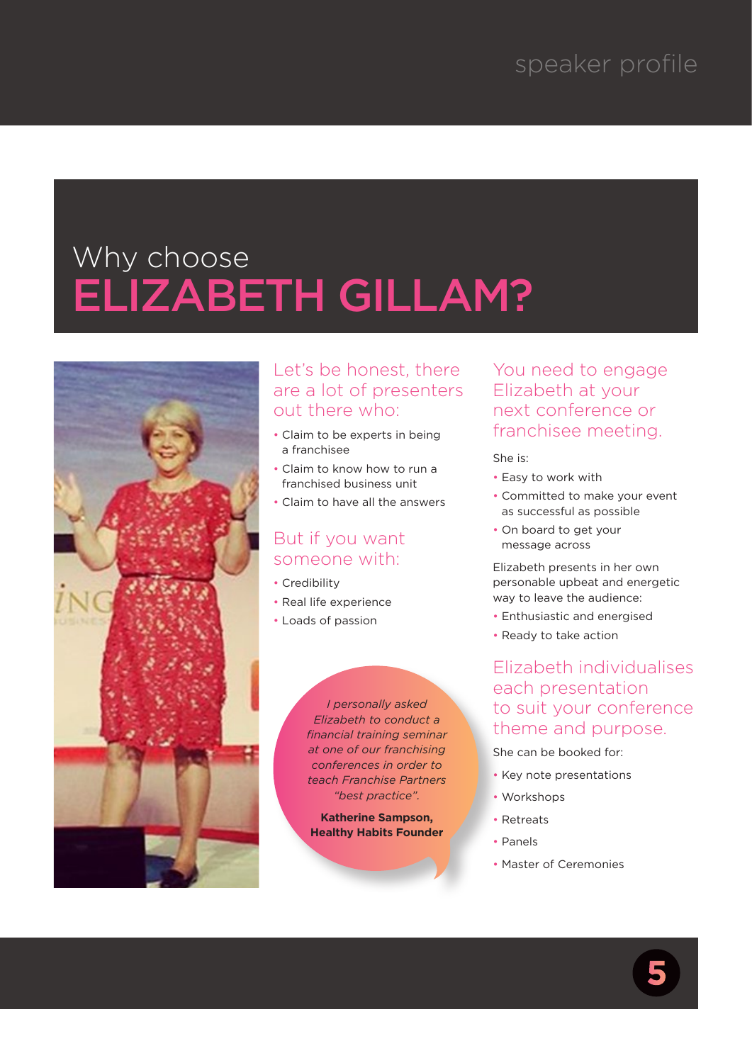# Why choose ELIZABETH GILLAM?

## Let's be honest, there are a lot of presenters out there who:

- Claim to be experts in being a franchisee
- Claim to know how to run a franchised business unit
- Claim to have all the answers

## But if you want someone with:

- Credibility
- Real life experience
- Loads of passion

*I personally asked Elizabeth to conduct a financial training seminar at one of our franchising conferences in order to teach Franchise Partners "best practice".*

**Katherine Sampson, Healthy Habits Founder**

## You need to engage Elizabeth at your next conference or franchisee meeting.

She is:

- Easy to work with
- Committed to make your event as successful as possible
- On board to get your message across

Elizabeth presents in her own personable upbeat and energetic way to leave the audience:

- Enthusiastic and energised
- Ready to take action

## Elizabeth individualises each presentation to suit your conference theme and purpose.

She can be booked for:

- Key note presentations
- Workshops
- Retreats
- Panels
- Master of Ceremonies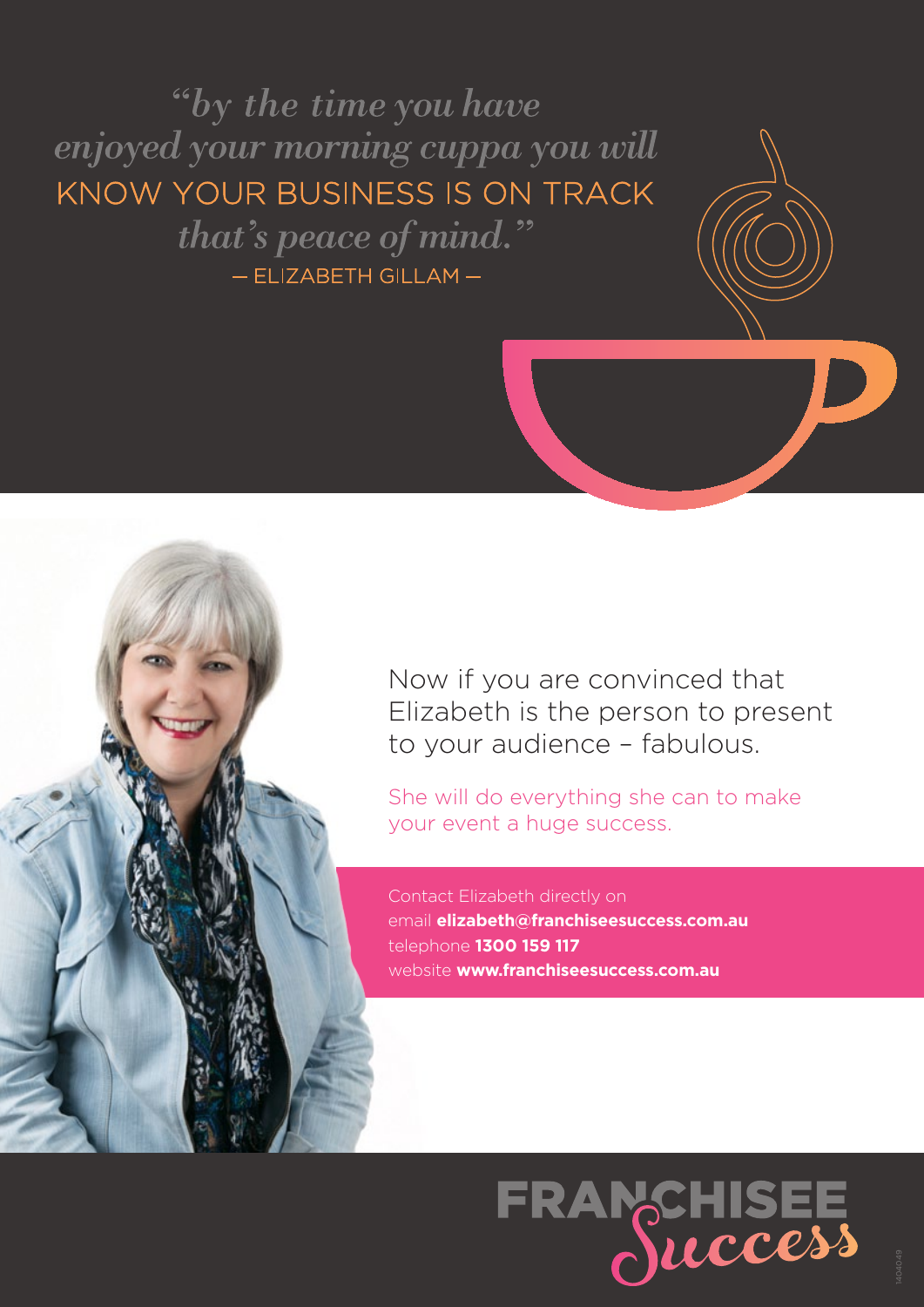*"by the time you have enjoyed your morning cuppa you will* KNOW YOUR BUSINESS IS ON TRACK *that's peace of mind."*

— ELIZABETH GILLAM —

Now if you are convinced that Elizabeth is the person to present to your audience – fabulous.

She will do everything she can to make your event a huge success.

Contact Elizabeth directly on
email **elizabeth@franchiseesuccess.com.au**
telephone **1300 159 117**
website **www.franchiseesuccess.com.au**

FRANCHISEE Success

1404049